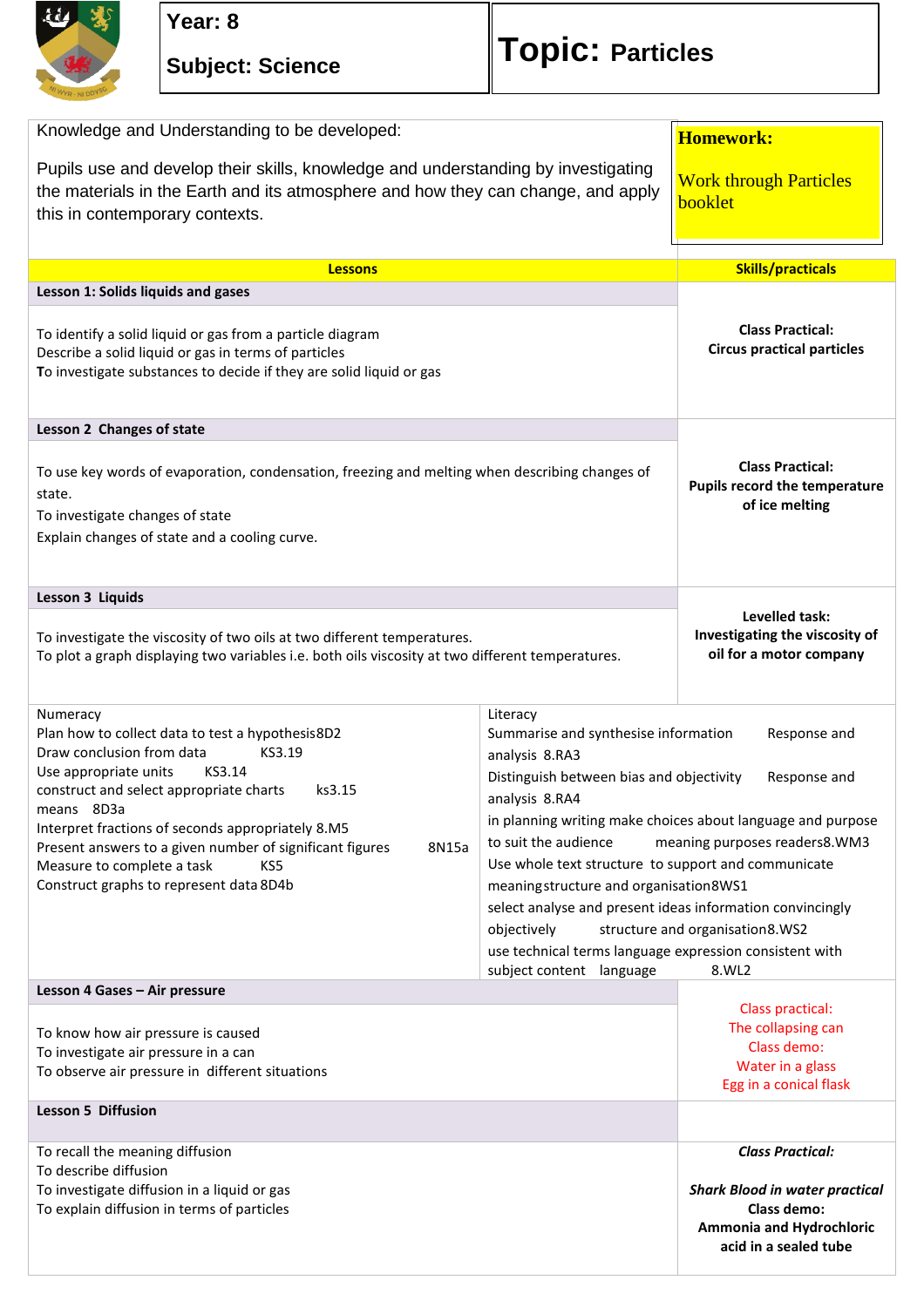| Year: 8 | Topic: Particles |
|---|---|
| Subject: Science | |

Knowledge and Understanding to be developed:

Pupils use and develop their skills, knowledge and understanding by investigating the materials in the Earth and its atmosphere and how they can change, and apply this in contemporary contexts.

**Homework:**

Work through Particles booklet

| Lessons | Skills/practicals |
|---|---|
| **Lesson 1: Solids liquids and gases** | |
| To identify a solid liquid or gas from a particle diagram<br>Describe a solid liquid or gas in terms of particles<br>**T**o investigate substances to decide if they are solid liquid or gas | **Class Practical:**<br>**Circus practical particles** |
| **Lesson 2 Changes of state** | |
| To use key words of evaporation, condensation, freezing and melting when describing changes of state.<br>To investigate changes of state<br>Explain changes of state and a cooling curve. | **Class Practical:**<br>**Pupils record the temperature of ice melting** |
| **Lesson 3 Liquids** | |
| To investigate the viscosity of two oils at two different temperatures.<br>To plot a graph displaying two variables i.e. both oils viscosity at two different temperatures. | **Levelled task:**<br>**Investigating the viscosity of oil for a motor company** |

| Numeracy | Literacy |
|---|---|
| Plan how to collect data to test a hypothesis8D2<br>Draw conclusion from data KS3.19<br>Use appropriate units KS3.14<br>construct and select appropriate charts ks3.15 means 8D3a<br>Interpret fractions of seconds appropriately 8.M5<br>Present answers to a given number of significant figures 8N15a<br>Measure to complete a task KS5<br>Construct graphs to represent data 8D4b | Summarise and synthesise information Response and analysis 8.RA3<br>Distinguish between bias and objectivity Response and analysis 8.RA4<br>in planning writing make choices about language and purpose to suit the audience meaning purposes readers8.WM3<br>Use whole text structure to support and communicate meaning structure and organisation8WS1<br>select analyse and present ideas information convincingly objectively structure and organisation8.WS2<br>use technical terms language expression consistent with subject content language 8.WL2 |

| Lessons | Skills/practicals |
|---|---|
| **Lesson 4 Gases – Air pressure** | |
| To know how air pressure is caused<br>To investigate air pressure in a can<br>To observe air pressure in different situations | Class practical:<br>The collapsing can<br>Class demo:<br>Water in a glass<br>Egg in a conical flask |
| **Lesson 5 Diffusion** | |
| To recall the meaning diffusion<br>To describe diffusion<br>To investigate diffusion in a liquid or gas<br>To explain diffusion in terms of particles | ***Class Practical:***<br><br>***Shark Blood in water practical***<br>**Class demo:**<br>**Ammonia and Hydrochloric acid in a sealed tube** |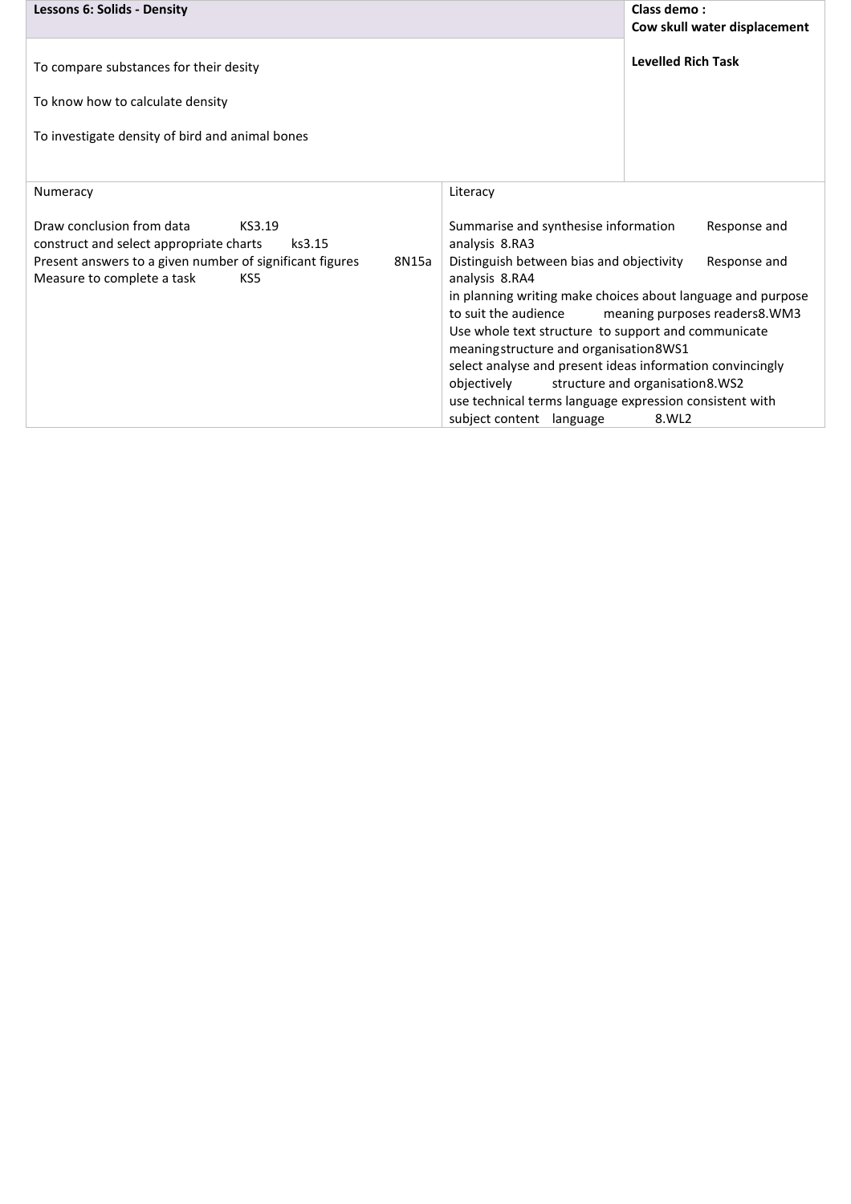| Lessons 6: Solids - Density | | Class demo : **Cow skull water displacement** |
|---|---|---|
| To compare substances for their desity<br><br>To know how to calculate density<br><br>To investigate density of bird and animal bones | | **Levelled Rich Task** |
| Numeracy<br><br>Draw conclusion from data KS3.19<br>construct and select appropriate charts ks3.15<br>Present answers to a given number of significant figures 8N15a<br>Measure to complete a task KS5 | Literacy<br><br>Summarise and synthesise information Response and analysis 8.RA3<br>Distinguish between bias and objectivity Response and analysis 8.RA4<br>in planning writing make choices about language and purpose to suit the audience meaning purposes readers8.WM3<br>Use whole text structure to support and communicate meaningstructure and organisation8WS1<br>select analyse and present ideas information convincingly objectively structure and organisation8.WS2<br>use technical terms language expression consistent with subject content language 8.WL2 | |